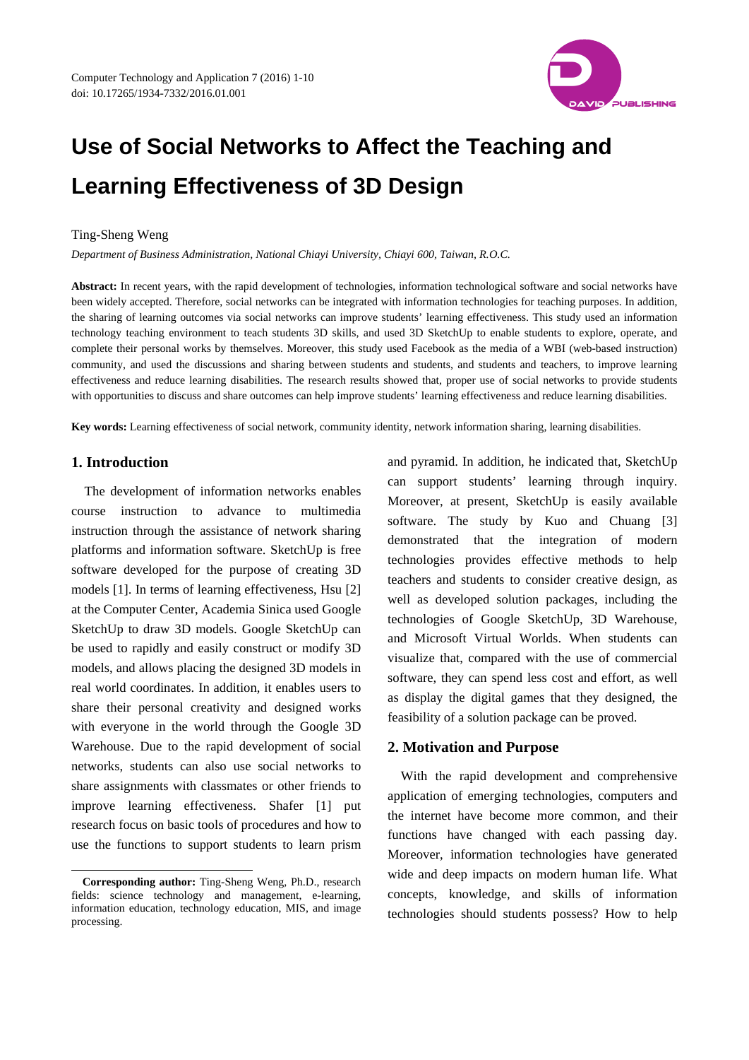# Use of Social Networks to Affect the Teaching and Learning Effectiveness of 3D Design

Ting-Sheng Weng

*Department of Business Administration, National Chiayi University, Chiayi 600, Taiwan, R.O.C.*

**Abstract:** In recent years, with the rapid development of technologies, information technological software and social networks have been widely accepted. Therefore, social networks can be integrated with information technologies for teaching purposes. In addition, the sharing of learning outcomes via social networks can improve students' learning effectiveness. This study used an information technology teaching environment to teach students 3D skills, and used 3D SketchUp to enable students to explore, operate, and complete their personal works by themselves. Moreover, this study used Facebook as the media of a WBI (web-based instruction) community, and used the discussions and sharing between students and students, and students and teachers, to improve learning effectiveness and reduce learning disabilities. The research results showed that, proper use of social networks to provide students with opportunities to discuss and share outcomes can help improve students' learning effectiveness and reduce learning disabilities.

**Key words:** Learning effectiveness of social network, community identity, network information sharing, learning disabilities.

## 1. Introduction

The development of information networks enables course instruction to advance to multimedia instruction through the assistance of network sharing platforms and information software. SketchUp is free software developed for the purpose of creating 3D models [1]. In terms of learning effectiveness, Hsu [2] at the Computer Center, Academia Sinica used Google SketchUp to draw 3D models. Google SketchUp can be used to rapidly and easily construct or modify 3D models, and allows placing the designed 3D models in real world coordinates. In addition, it enables users to share their personal creativity and designed works with everyone in the world through the Google 3D Warehouse. Due to the rapid development of social networks, students can also use social networks to share assignments with classmates or other friends to improve learning effectiveness. Shafer [1] put research focus on basic tools of procedures and how to use the functions to support students to learn prism and pyramid. In addition, he indicated that, SketchUp can support students' learning through inquiry. Moreover, at present, SketchUp is easily available software. The study by Kuo and Chuang [3] demonstrated that the integration of modern technologies provides effective methods to help teachers and students to consider creative design, as well as developed solution packages, including the technologies of Google SketchUp, 3D Warehouse, and Microsoft Virtual Worlds. When students can visualize that, compared with the use of commercial software, they can spend less cost and effort, as well as display the digital games that they designed, the feasibility of a solution package can be proved.

## 2. Motivation and Purpose

With the rapid development and comprehensive application of emerging technologies, computers and the internet have become more common, and their functions have changed with each passing day. Moreover, information technologies have generated wide and deep impacts on modern human life. What concepts, knowledge, and skills of information technologies should students possess? How to help

---

**Corresponding author:** Ting-Sheng Weng, Ph.D., research fields: science technology and management, e-learning, information education, technology education, MIS, and image processing.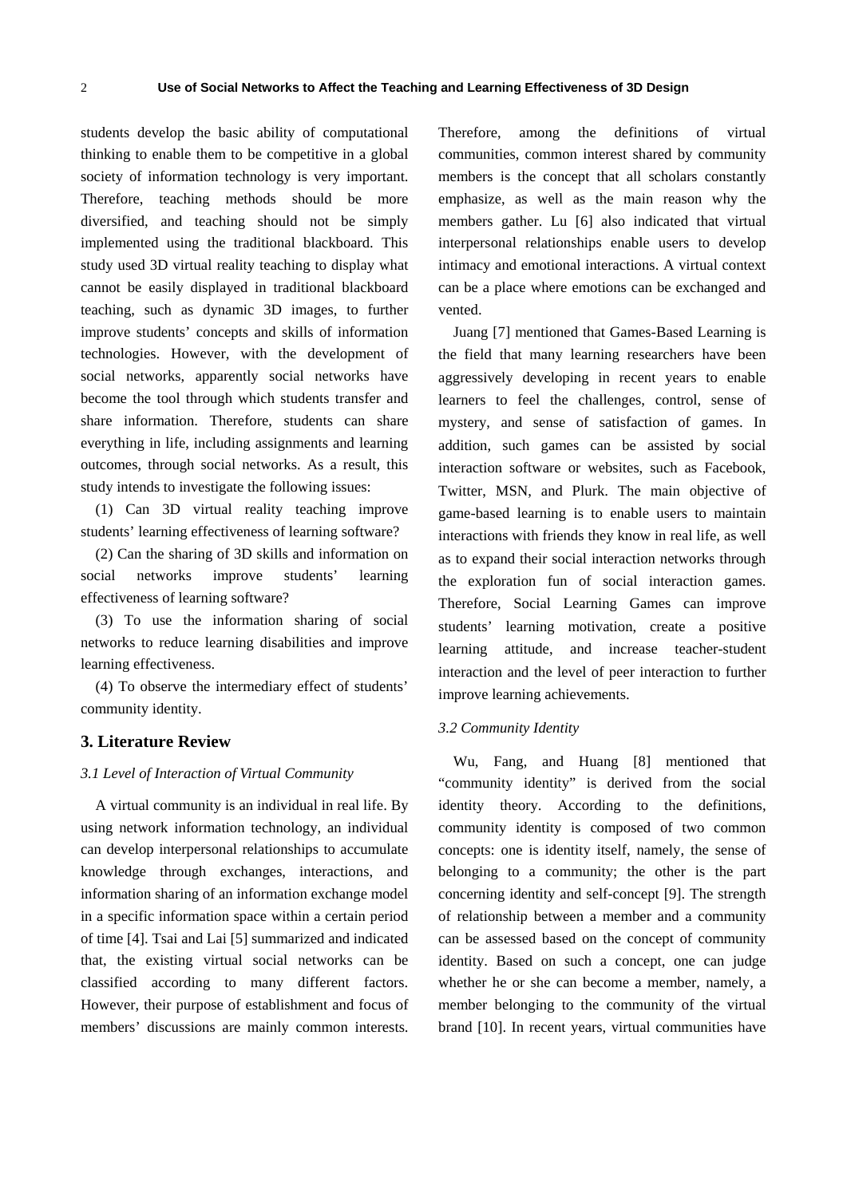students develop the basic ability of computational thinking to enable them to be competitive in a global society of information technology is very important. Therefore, teaching methods should be more diversified, and teaching should not be simply implemented using the traditional blackboard. This study used 3D virtual reality teaching to display what cannot be easily displayed in traditional blackboard teaching, such as dynamic 3D images, to further improve students' concepts and skills of information technologies. However, with the development of social networks, apparently social networks have become the tool through which students transfer and share information. Therefore, students can share everything in life, including assignments and learning outcomes, through social networks. As a result, this study intends to investigate the following issues:

(1) Can 3D virtual reality teaching improve students' learning effectiveness of learning software?

(2) Can the sharing of 3D skills and information on social networks improve students' learning effectiveness of learning software?

(3) To use the information sharing of social networks to reduce learning disabilities and improve learning effectiveness.

(4) To observe the intermediary effect of students' community identity.

## 3. Literature Review

### *3.1 Level of Interaction of Virtual Community*

A virtual community is an individual in real life. By using network information technology, an individual can develop interpersonal relationships to accumulate knowledge through exchanges, interactions, and information sharing of an information exchange model in a specific information space within a certain period of time [4]. Tsai and Lai [5] summarized and indicated that, the existing virtual social networks can be classified according to many different factors. However, their purpose of establishment and focus of members' discussions are mainly common interests. Therefore, among the definitions of virtual communities, common interest shared by community members is the concept that all scholars constantly emphasize, as well as the main reason why the members gather. Lu [6] also indicated that virtual interpersonal relationships enable users to develop intimacy and emotional interactions. A virtual context can be a place where emotions can be exchanged and vented.

Juang [7] mentioned that Games-Based Learning is the field that many learning researchers have been aggressively developing in recent years to enable learners to feel the challenges, control, sense of mystery, and sense of satisfaction of games. In addition, such games can be assisted by social interaction software or websites, such as Facebook, Twitter, MSN, and Plurk. The main objective of game-based learning is to enable users to maintain interactions with friends they know in real life, as well as to expand their social interaction networks through the exploration fun of social interaction games. Therefore, Social Learning Games can improve students' learning motivation, create a positive learning attitude, and increase teacher-student interaction and the level of peer interaction to further improve learning achievements.

### *3.2 Community Identity*

Wu, Fang, and Huang [8] mentioned that "community identity" is derived from the social identity theory. According to the definitions, community identity is composed of two common concepts: one is identity itself, namely, the sense of belonging to a community; the other is the part concerning identity and self-concept [9]. The strength of relationship between a member and a community can be assessed based on the concept of community identity. Based on such a concept, one can judge whether he or she can become a member, namely, a member belonging to the community of the virtual brand [10]. In recent years, virtual communities have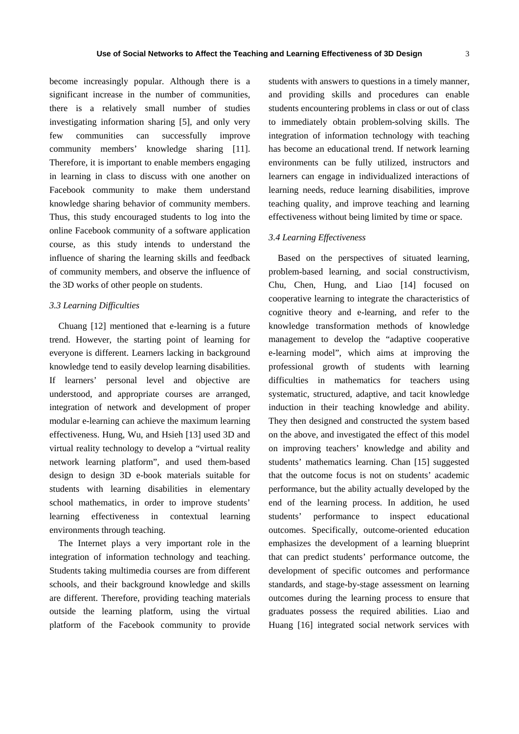become increasingly popular. Although there is a significant increase in the number of communities, there is a relatively small number of studies investigating information sharing [5], and only very few communities can successfully improve community members' knowledge sharing [11]. Therefore, it is important to enable members engaging in learning in class to discuss with one another on Facebook community to make them understand knowledge sharing behavior of community members. Thus, this study encouraged students to log into the online Facebook community of a software application course, as this study intends to understand the influence of sharing the learning skills and feedback of community members, and observe the influence of the 3D works of other people on students.

### *3.3 Learning Difficulties*

Chuang [12] mentioned that e-learning is a future trend. However, the starting point of learning for everyone is different. Learners lacking in background knowledge tend to easily develop learning disabilities. If learners' personal level and objective are understood, and appropriate courses are arranged, integration of network and development of proper modular e-learning can achieve the maximum learning effectiveness. Hung, Wu, and Hsieh [13] used 3D and virtual reality technology to develop a "virtual reality network learning platform", and used them-based design to design 3D e-book materials suitable for students with learning disabilities in elementary school mathematics, in order to improve students' learning effectiveness in contextual learning environments through teaching.

The Internet plays a very important role in the integration of information technology and teaching. Students taking multimedia courses are from different schools, and their background knowledge and skills are different. Therefore, providing teaching materials outside the learning platform, using the virtual platform of the Facebook community to provide students with answers to questions in a timely manner, and providing skills and procedures can enable students encountering problems in class or out of class to immediately obtain problem-solving skills. The integration of information technology with teaching has become an educational trend. If network learning environments can be fully utilized, instructors and learners can engage in individualized interactions of learning needs, reduce learning disabilities, improve teaching quality, and improve teaching and learning effectiveness without being limited by time or space.

### *3.4 Learning Effectiveness*

Based on the perspectives of situated learning, problem-based learning, and social constructivism, Chu, Chen, Hung, and Liao [14] focused on cooperative learning to integrate the characteristics of cognitive theory and e-learning, and refer to the knowledge transformation methods of knowledge management to develop the "adaptive cooperative e-learning model", which aims at improving the professional growth of students with learning difficulties in mathematics for teachers using systematic, structured, adaptive, and tacit knowledge induction in their teaching knowledge and ability. They then designed and constructed the system based on the above, and investigated the effect of this model on improving teachers' knowledge and ability and students' mathematics learning. Chan [15] suggested that the outcome focus is not on students' academic performance, but the ability actually developed by the end of the learning process. In addition, he used students' performance to inspect educational outcomes. Specifically, outcome-oriented education emphasizes the development of a learning blueprint that can predict students' performance outcome, the development of specific outcomes and performance standards, and stage-by-stage assessment on learning outcomes during the learning process to ensure that graduates possess the required abilities. Liao and Huang [16] integrated social network services with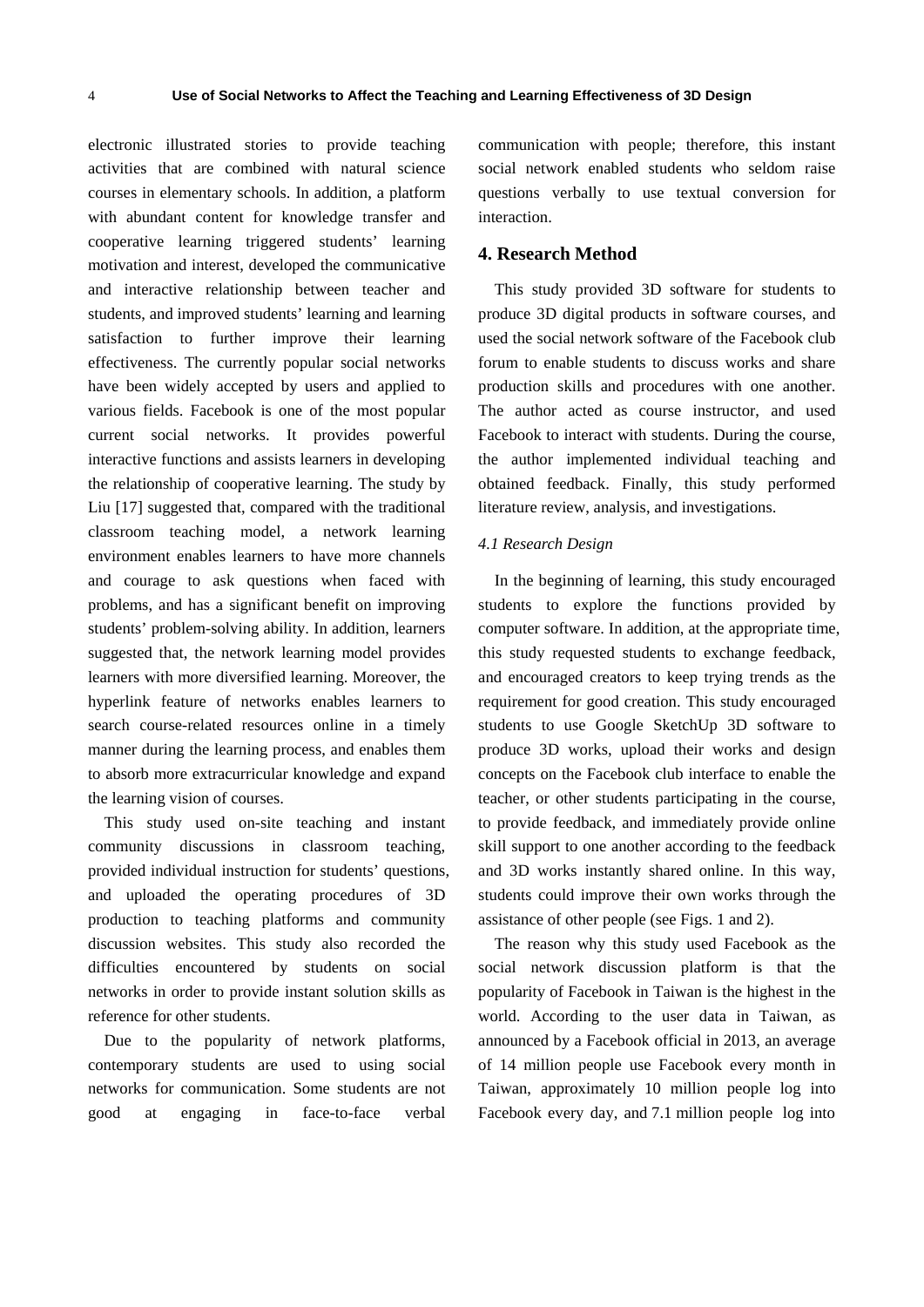electronic illustrated stories to provide teaching activities that are combined with natural science courses in elementary schools. In addition, a platform with abundant content for knowledge transfer and cooperative learning triggered students' learning motivation and interest, developed the communicative and interactive relationship between teacher and students, and improved students' learning and learning satisfaction to further improve their learning effectiveness. The currently popular social networks have been widely accepted by users and applied to various fields. Facebook is one of the most popular current social networks. It provides powerful interactive functions and assists learners in developing the relationship of cooperative learning. The study by Liu [17] suggested that, compared with the traditional classroom teaching model, a network learning environment enables learners to have more channels and courage to ask questions when faced with problems, and has a significant benefit on improving students' problem-solving ability. In addition, learners suggested that, the network learning model provides learners with more diversified learning. Moreover, the hyperlink feature of networks enables learners to search course-related resources online in a timely manner during the learning process, and enables them to absorb more extracurricular knowledge and expand the learning vision of courses.

This study used on-site teaching and instant community discussions in classroom teaching, provided individual instruction for students' questions, and uploaded the operating procedures of 3D production to teaching platforms and community discussion websites. This study also recorded the difficulties encountered by students on social networks in order to provide instant solution skills as reference for other students.

Due to the popularity of network platforms, contemporary students are used to using social networks for communication. Some students are not good at engaging in face-to-face verbal communication with people; therefore, this instant social network enabled students who seldom raise questions verbally to use textual conversion for interaction.

## 4. Research Method

This study provided 3D software for students to produce 3D digital products in software courses, and used the social network software of the Facebook club forum to enable students to discuss works and share production skills and procedures with one another. The author acted as course instructor, and used Facebook to interact with students. During the course, the author implemented individual teaching and obtained feedback. Finally, this study performed literature review, analysis, and investigations.

### *4.1 Research Design*

In the beginning of learning, this study encouraged students to explore the functions provided by computer software. In addition, at the appropriate time, this study requested students to exchange feedback, and encouraged creators to keep trying trends as the requirement for good creation. This study encouraged students to use Google SketchUp 3D software to produce 3D works, upload their works and design concepts on the Facebook club interface to enable the teacher, or other students participating in the course, to provide feedback, and immediately provide online skill support to one another according to the feedback and 3D works instantly shared online. In this way, students could improve their own works through the assistance of other people (see Figs. 1 and 2).

The reason why this study used Facebook as the social network discussion platform is that the popularity of Facebook in Taiwan is the highest in the world. According to the user data in Taiwan, as announced by a Facebook official in 2013, an average of 14 million people use Facebook every month in Taiwan, approximately 10 million people log into Facebook every day, and 7.1 million people log into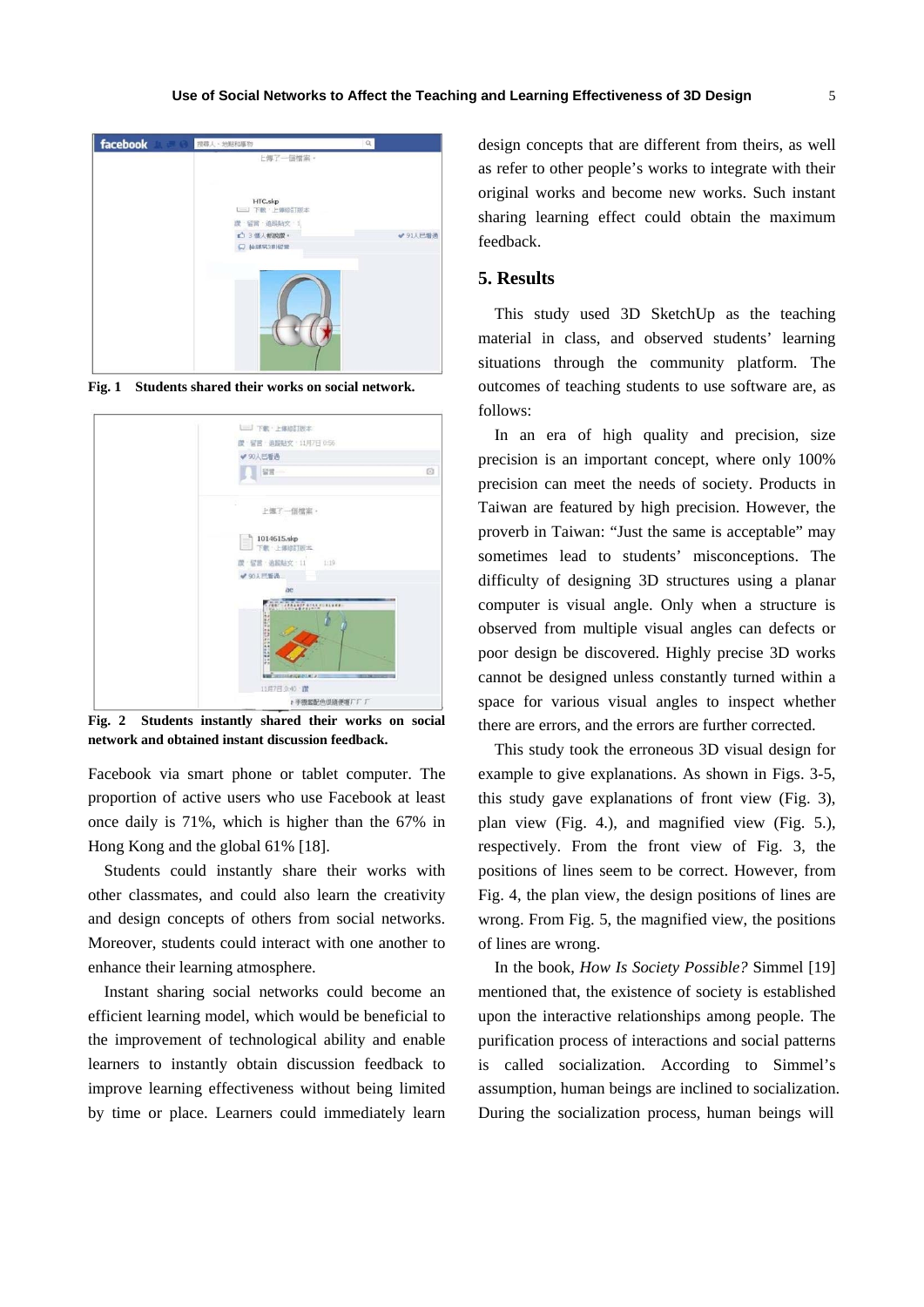Fig. 1 Students shared their works on social network.

Fig. 2 Students instantly shared their works on social network and obtained instant discussion feedback.

Facebook via smart phone or tablet computer. The proportion of active users who use Facebook at least once daily is 71%, which is higher than the 67% in Hong Kong and the global 61% [18].

Students could instantly share their works with other classmates, and could also learn the creativity and design concepts of others from social networks. Moreover, students could interact with one another to enhance their learning atmosphere.

Instant sharing social networks could become an efficient learning model, which would be beneficial to the improvement of technological ability and enable learners to instantly obtain discussion feedback to improve learning effectiveness without being limited by time or place. Learners could immediately learn design concepts that are different from theirs, as well as refer to other people's works to integrate with their original works and become new works. Such instant sharing learning effect could obtain the maximum feedback.

## 5. Results

This study used 3D SketchUp as the teaching material in class, and observed students' learning situations through the community platform. The outcomes of teaching students to use software are, as follows:

In an era of high quality and precision, size precision is an important concept, where only 100% precision can meet the needs of society. Products in Taiwan are featured by high precision. However, the proverb in Taiwan: "Just the same is acceptable" may sometimes lead to students' misconceptions. The difficulty of designing 3D structures using a planar computer is visual angle. Only when a structure is observed from multiple visual angles can defects or poor design be discovered. Highly precise 3D works cannot be designed unless constantly turned within a space for various visual angles to inspect whether there are errors, and the errors are further corrected.

This study took the erroneous 3D visual design for example to give explanations. As shown in Figs. 3-5, this study gave explanations of front view (Fig. 3), plan view (Fig. 4.), and magnified view (Fig. 5.), respectively. From the front view of Fig. 3, the positions of lines seem to be correct. However, from Fig. 4, the plan view, the design positions of lines are wrong. From Fig. 5, the magnified view, the positions of lines are wrong.

In the book, *How Is Society Possible?* Simmel [19] mentioned that, the existence of society is established upon the interactive relationships among people. The purification process of interactions and social patterns is called socialization. According to Simmel's assumption, human beings are inclined to socialization. During the socialization process, human beings will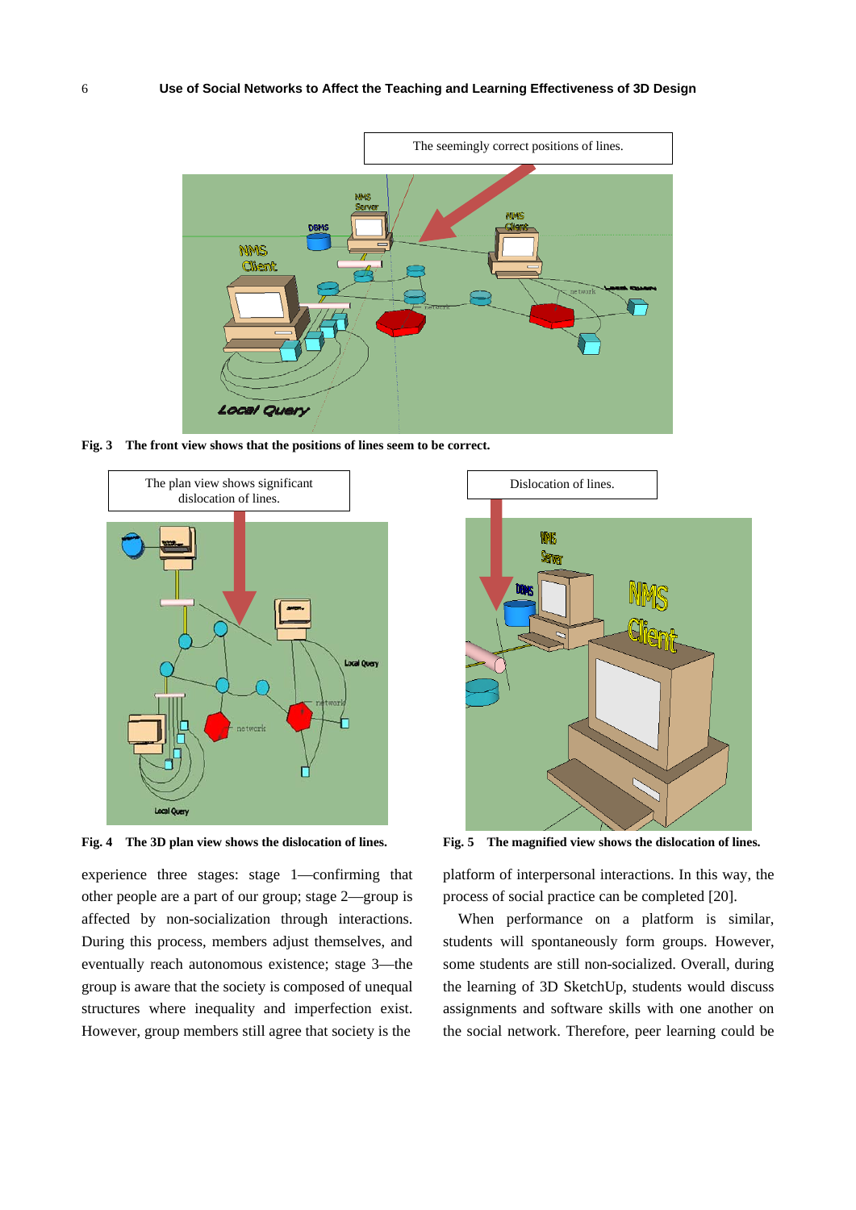The seemingly correct positions of lines.

**Fig. 3 The front view shows that the positions of lines seem to be correct.**

The plan view shows significant dislocation of lines.

Dislocation of lines.

**Fig. 4 The 3D plan view shows the dislocation of lines.**

**Fig. 5 The magnified view shows the dislocation of lines.**

experience three stages: stage 1—confirming that other people are a part of our group; stage 2—group is affected by non-socialization through interactions. During this process, members adjust themselves, and eventually reach autonomous existence; stage 3—the group is aware that the society is composed of unequal structures where inequality and imperfection exist. However, group members still agree that society is the platform of interpersonal interactions. In this way, the process of social practice can be completed [20].

When performance on a platform is similar, students will spontaneously form groups. However, some students are still non-socialized. Overall, during the learning of 3D SketchUp, students would discuss assignments and software skills with one another on the social network. Therefore, peer learning could be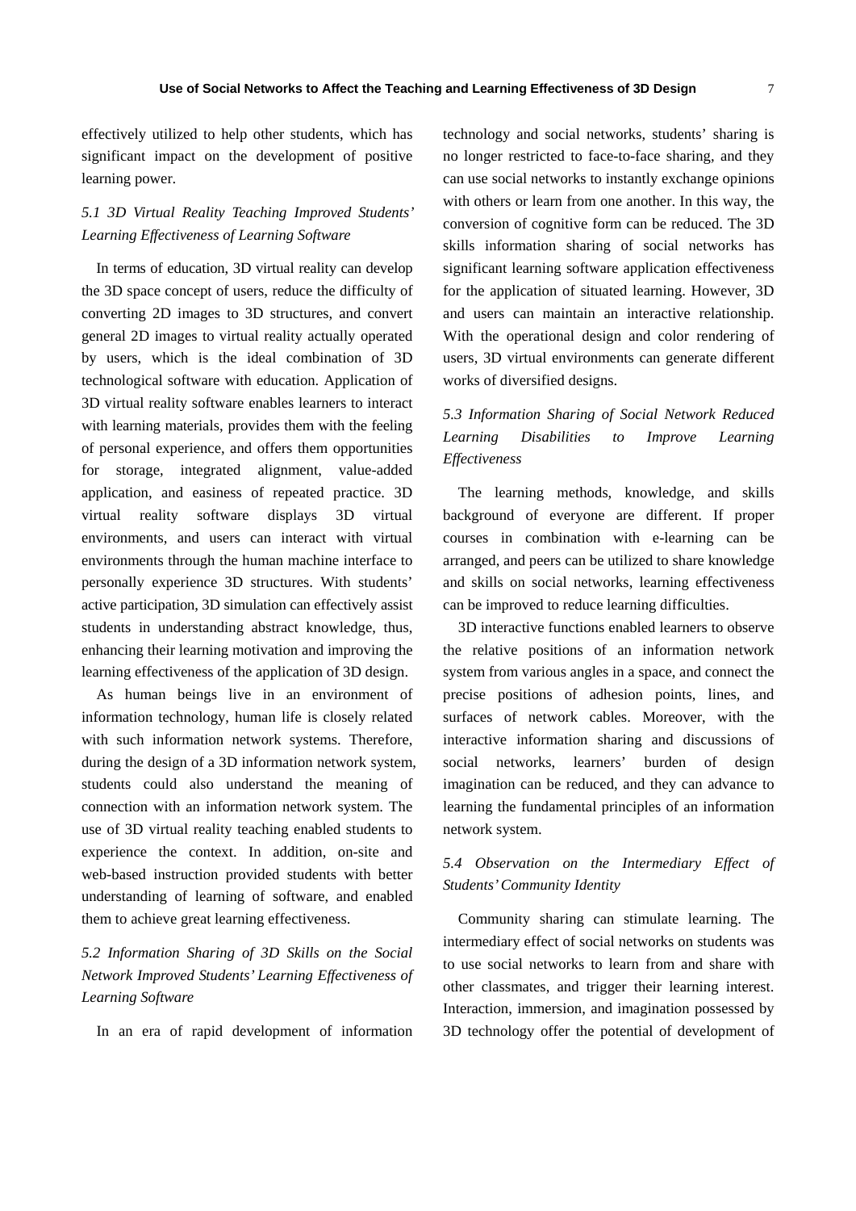effectively utilized to help other students, which has significant impact on the development of positive learning power.

### *5.1 3D Virtual Reality Teaching Improved Students' Learning Effectiveness of Learning Software*

In terms of education, 3D virtual reality can develop the 3D space concept of users, reduce the difficulty of converting 2D images to 3D structures, and convert general 2D images to virtual reality actually operated by users, which is the ideal combination of 3D technological software with education. Application of 3D virtual reality software enables learners to interact with learning materials, provides them with the feeling of personal experience, and offers them opportunities for storage, integrated alignment, value-added application, and easiness of repeated practice. 3D virtual reality software displays 3D virtual environments, and users can interact with virtual environments through the human machine interface to personally experience 3D structures. With students' active participation, 3D simulation can effectively assist students in understanding abstract knowledge, thus, enhancing their learning motivation and improving the learning effectiveness of the application of 3D design.

As human beings live in an environment of information technology, human life is closely related with such information network systems. Therefore, during the design of a 3D information network system, students could also understand the meaning of connection with an information network system. The use of 3D virtual reality teaching enabled students to experience the context. In addition, on-site and web-based instruction provided students with better understanding of learning of software, and enabled them to achieve great learning effectiveness.

### *5.2 Information Sharing of 3D Skills on the Social Network Improved Students' Learning Effectiveness of Learning Software*

In an era of rapid development of information technology and social networks, students' sharing is no longer restricted to face-to-face sharing, and they can use social networks to instantly exchange opinions with others or learn from one another. In this way, the conversion of cognitive form can be reduced. The 3D skills information sharing of social networks has significant learning software application effectiveness for the application of situated learning. However, 3D and users can maintain an interactive relationship. With the operational design and color rendering of users, 3D virtual environments can generate different works of diversified designs.

### *5.3 Information Sharing of Social Network Reduced Learning Disabilities to Improve Learning Effectiveness*

The learning methods, knowledge, and skills background of everyone are different. If proper courses in combination with e-learning can be arranged, and peers can be utilized to share knowledge and skills on social networks, learning effectiveness can be improved to reduce learning difficulties.

3D interactive functions enabled learners to observe the relative positions of an information network system from various angles in a space, and connect the precise positions of adhesion points, lines, and surfaces of network cables. Moreover, with the interactive information sharing and discussions of social networks, learners' burden of design imagination can be reduced, and they can advance to learning the fundamental principles of an information network system.

### *5.4 Observation on the Intermediary Effect of Students' Community Identity*

Community sharing can stimulate learning. The intermediary effect of social networks on students was to use social networks to learn from and share with other classmates, and trigger their learning interest. Interaction, immersion, and imagination possessed by 3D technology offer the potential of development of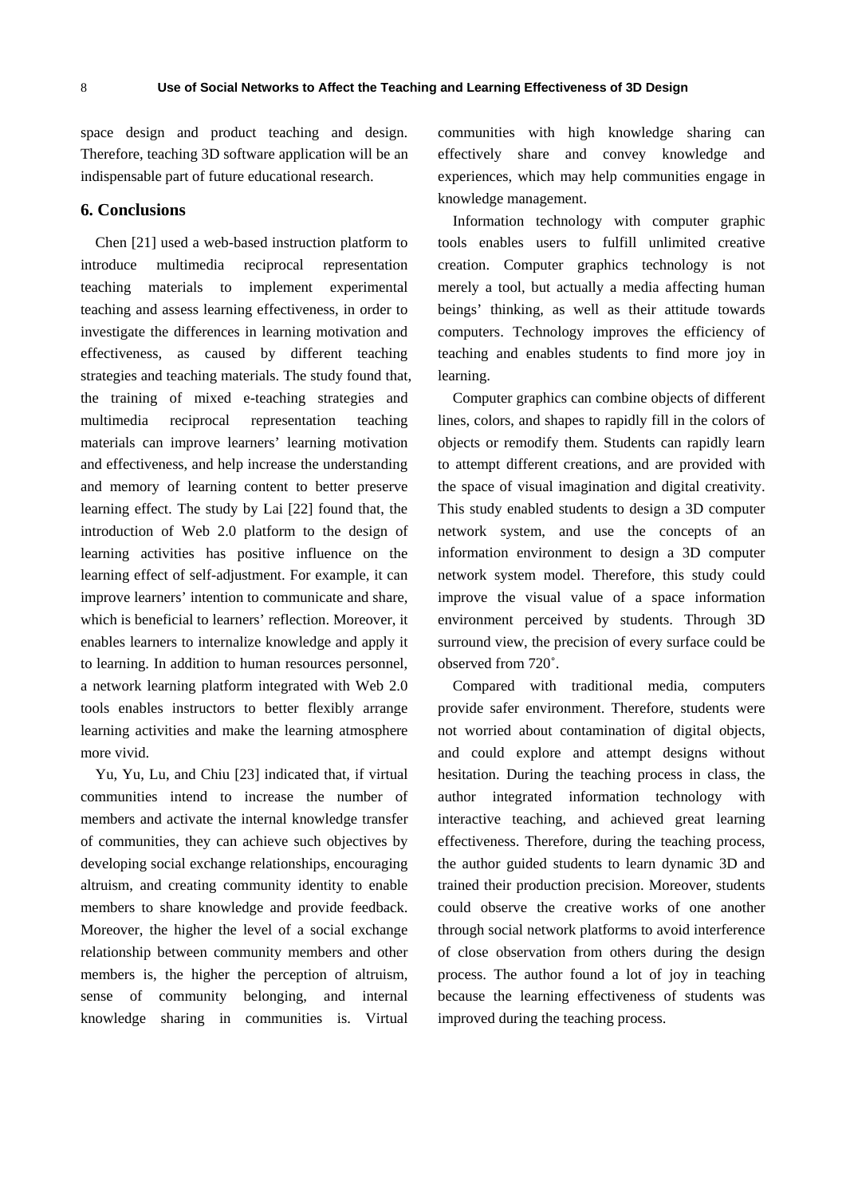space design and product teaching and design. Therefore, teaching 3D software application will be an indispensable part of future educational research.

## 6. Conclusions

Chen [21] used a web-based instruction platform to introduce multimedia reciprocal representation teaching materials to implement experimental teaching and assess learning effectiveness, in order to investigate the differences in learning motivation and effectiveness, as caused by different teaching strategies and teaching materials. The study found that, the training of mixed e-teaching strategies and multimedia reciprocal representation teaching materials can improve learners' learning motivation and effectiveness, and help increase the understanding and memory of learning content to better preserve learning effect. The study by Lai [22] found that, the introduction of Web 2.0 platform to the design of learning activities has positive influence on the learning effect of self-adjustment. For example, it can improve learners' intention to communicate and share, which is beneficial to learners' reflection. Moreover, it enables learners to internalize knowledge and apply it to learning. In addition to human resources personnel, a network learning platform integrated with Web 2.0 tools enables instructors to better flexibly arrange learning activities and make the learning atmosphere more vivid.

Yu, Yu, Lu, and Chiu [23] indicated that, if virtual communities intend to increase the number of members and activate the internal knowledge transfer of communities, they can achieve such objectives by developing social exchange relationships, encouraging altruism, and creating community identity to enable members to share knowledge and provide feedback. Moreover, the higher the level of a social exchange relationship between community members and other members is, the higher the perception of altruism, sense of community belonging, and internal knowledge sharing in communities is. Virtual communities with high knowledge sharing can effectively share and convey knowledge and experiences, which may help communities engage in knowledge management.

Information technology with computer graphic tools enables users to fulfill unlimited creative creation. Computer graphics technology is not merely a tool, but actually a media affecting human beings' thinking, as well as their attitude towards computers. Technology improves the efficiency of teaching and enables students to find more joy in learning.

Computer graphics can combine objects of different lines, colors, and shapes to rapidly fill in the colors of objects or remodify them. Students can rapidly learn to attempt different creations, and are provided with the space of visual imagination and digital creativity. This study enabled students to design a 3D computer network system, and use the concepts of an information environment to design a 3D computer network system model. Therefore, this study could improve the visual value of a space information environment perceived by students. Through 3D surround view, the precision of every surface could be observed from 720˚.

Compared with traditional media, computers provide safer environment. Therefore, students were not worried about contamination of digital objects, and could explore and attempt designs without hesitation. During the teaching process in class, the author integrated information technology with interactive teaching, and achieved great learning effectiveness. Therefore, during the teaching process, the author guided students to learn dynamic 3D and trained their production precision. Moreover, students could observe the creative works of one another through social network platforms to avoid interference of close observation from others during the design process. The author found a lot of joy in teaching because the learning effectiveness of students was improved during the teaching process.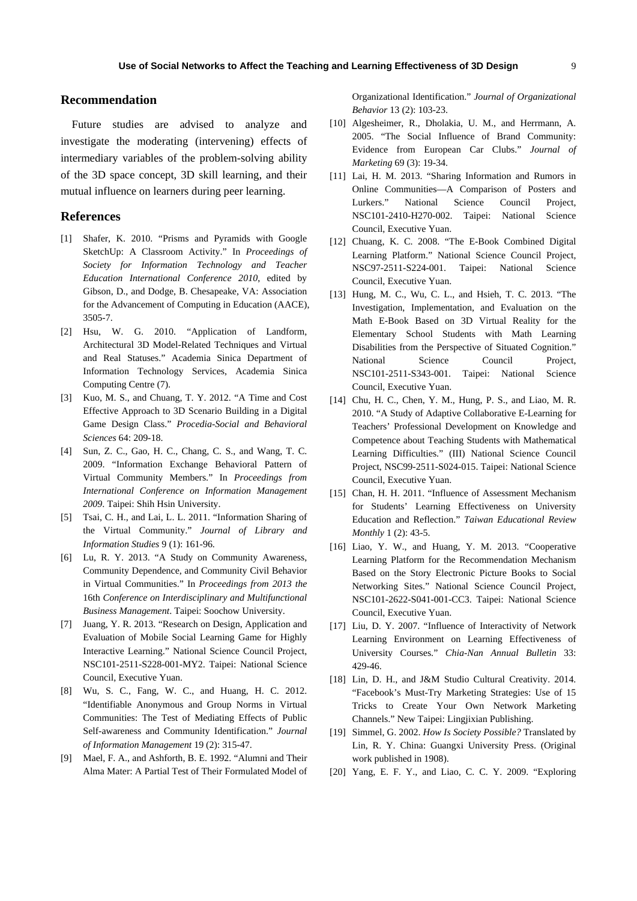## Recommendation

Future studies are advised to analyze and investigate the moderating (intervening) effects of intermediary variables of the problem-solving ability of the 3D space concept, 3D skill learning, and their mutual influence on learners during peer learning.

## References

[1] Shafer, K. 2010. "Prisms and Pyramids with Google SketchUp: A Classroom Activity." In *Proceedings of Society for Information Technology and Teacher Education International Conference 2010*, edited by Gibson, D., and Dodge, B. Chesapeake, VA: Association for the Advancement of Computing in Education (AACE), 3505-7.

[2] Hsu, W. G. 2010. "Application of Landform, Architectural 3D Model-Related Techniques and Virtual and Real Statuses." Academia Sinica Department of Information Technology Services, Academia Sinica Computing Centre (7).

[3] Kuo, M. S., and Chuang, T. Y. 2012. "A Time and Cost Effective Approach to 3D Scenario Building in a Digital Game Design Class." *Procedia-Social and Behavioral Sciences* 64: 209-18.

[4] Sun, Z. C., Gao, H. C., Chang, C. S., and Wang, T. C. 2009. "Information Exchange Behavioral Pattern of Virtual Community Members." In *Proceedings from International Conference on Information Management 2009*. Taipei: Shih Hsin University.

[5] Tsai, C. H., and Lai, L. L. 2011. "Information Sharing of the Virtual Community." *Journal of Library and Information Studies* 9 (1): 161-96.

[6] Lu, R. Y. 2013. "A Study on Community Awareness, Community Dependence, and Community Civil Behavior in Virtual Communities." In *Proceedings from 2013 the* 16th *Conference on Interdisciplinary and Multifunctional Business Management*. Taipei: Soochow University.

[7] Juang, Y. R. 2013. "Research on Design, Application and Evaluation of Mobile Social Learning Game for Highly Interactive Learning." National Science Council Project, NSC101-2511-S228-001-MY2. Taipei: National Science Council, Executive Yuan.

[8] Wu, S. C., Fang, W. C., and Huang, H. C. 2012. "Identifiable Anonymous and Group Norms in Virtual Communities: The Test of Mediating Effects of Public Self-awareness and Community Identification." *Journal of Information Management* 19 (2): 315-47.

[9] Mael, F. A., and Ashforth, B. E. 1992. "Alumni and Their Alma Mater: A Partial Test of Their Formulated Model of Organizational Identification." *Journal of Organizational Behavior* 13 (2): 103-23.

[10] Algesheimer, R., Dholakia, U. M., and Herrmann, A. 2005. "The Social Influence of Brand Community: Evidence from European Car Clubs." *Journal of Marketing* 69 (3): 19-34.

[11] Lai, H. M. 2013. "Sharing Information and Rumors in Online Communities—A Comparison of Posters and Lurkers." National Science Council Project, NSC101-2410-H270-002. Taipei: National Science Council, Executive Yuan.

[12] Chuang, K. C. 2008. "The E-Book Combined Digital Learning Platform." National Science Council Project, NSC97-2511-S224-001. Taipei: National Science Council, Executive Yuan.

[13] Hung, M. C., Wu, C. L., and Hsieh, T. C. 2013. "The Investigation, Implementation, and Evaluation on the Math E-Book Based on 3D Virtual Reality for the Elementary School Students with Math Learning Disabilities from the Perspective of Situated Cognition." National Science Council Project, NSC101-2511-S343-001. Taipei: National Science Council, Executive Yuan.

[14] Chu, H. C., Chen, Y. M., Hung, P. S., and Liao, M. R. 2010. "A Study of Adaptive Collaborative E-Learning for Teachers' Professional Development on Knowledge and Competence about Teaching Students with Mathematical Learning Difficulties." (III) National Science Council Project, NSC99-2511-S024-015. Taipei: National Science Council, Executive Yuan.

[15] Chan, H. H. 2011. "Influence of Assessment Mechanism for Students' Learning Effectiveness on University Education and Reflection." *Taiwan Educational Review Monthly* 1 (2): 43-5.

[16] Liao, Y. W., and Huang, Y. M. 2013. "Cooperative Learning Platform for the Recommendation Mechanism Based on the Story Electronic Picture Books to Social Networking Sites." National Science Council Project, NSC101-2622-S041-001-CC3. Taipei: National Science Council, Executive Yuan.

[17] Liu, D. Y. 2007. "Influence of Interactivity of Network Learning Environment on Learning Effectiveness of University Courses." *Chia-Nan Annual Bulletin* 33: 429-46.

[18] Lin, D. H., and J&M Studio Cultural Creativity. 2014. "Facebook's Must-Try Marketing Strategies: Use of 15 Tricks to Create Your Own Network Marketing Channels." New Taipei: Lingjixian Publishing.

[19] Simmel, G. 2002. *How Is Society Possible?* Translated by Lin, R. Y. China: Guangxi University Press. (Original work published in 1908).

[20] Yang, E. F. Y., and Liao, C. C. Y. 2009. "Exploring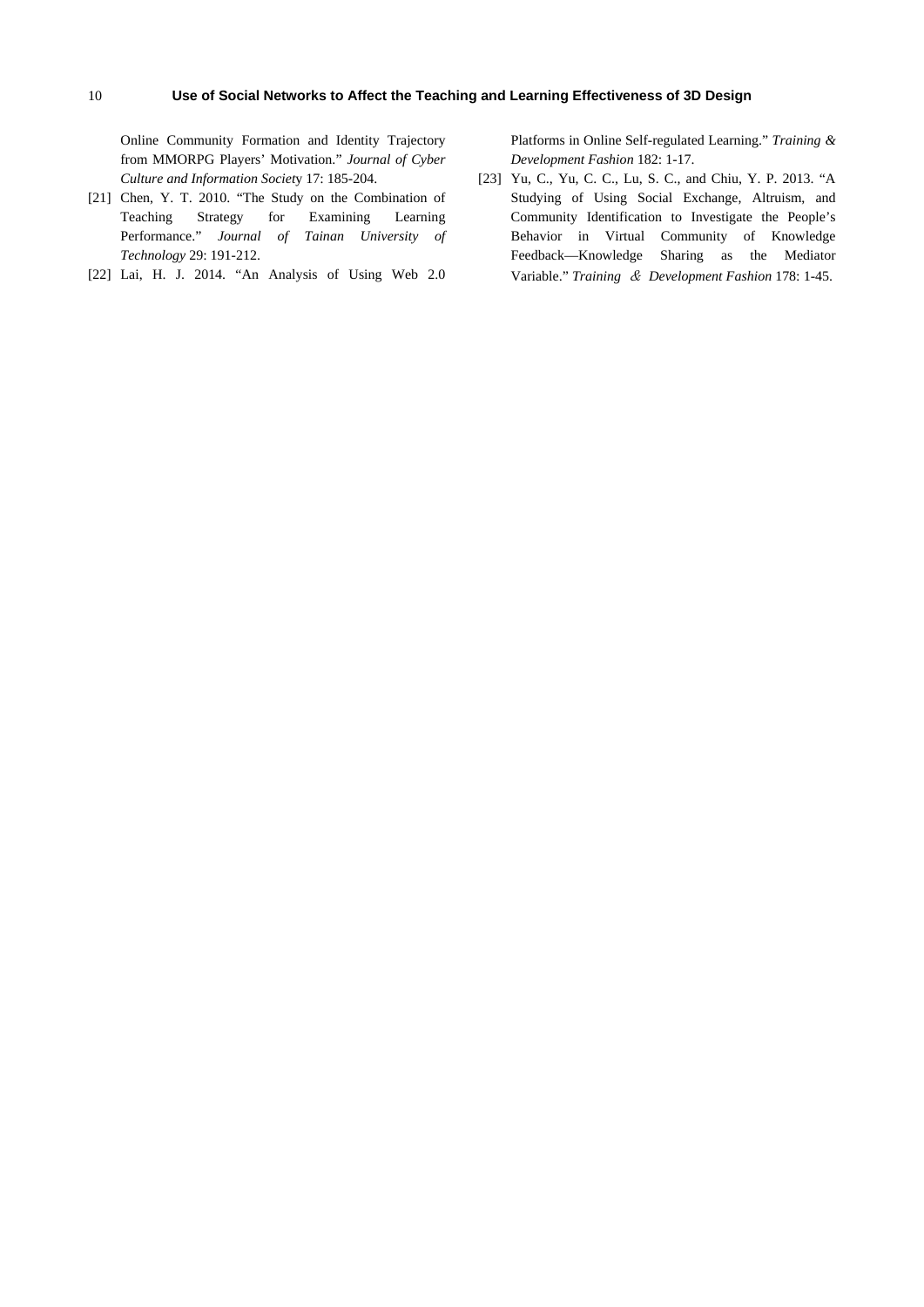Online Community Formation and Identity Trajectory from MMORPG Players' Motivation." *Journal of Cyber Culture and Information Society* 17: 185-204.

[21] Chen, Y. T. 2010. "The Study on the Combination of Teaching Strategy for Examining Learning Performance." *Journal of Tainan University of Technology* 29: 191-212.

[22] Lai, H. J. 2014. "An Analysis of Using Web 2.0 Platforms in Online Self-regulated Learning." *Training & Development Fashion* 182: 1-17.

[23] Yu, C., Yu, C. C., Lu, S. C., and Chiu, Y. P. 2013. "A Studying of Using Social Exchange, Altruism, and Community Identification to Investigate the People's Behavior in Virtual Community of Knowledge Feedback—Knowledge Sharing as the Mediator Variable." *Training ＆ Development Fashion* 178: 1-45.